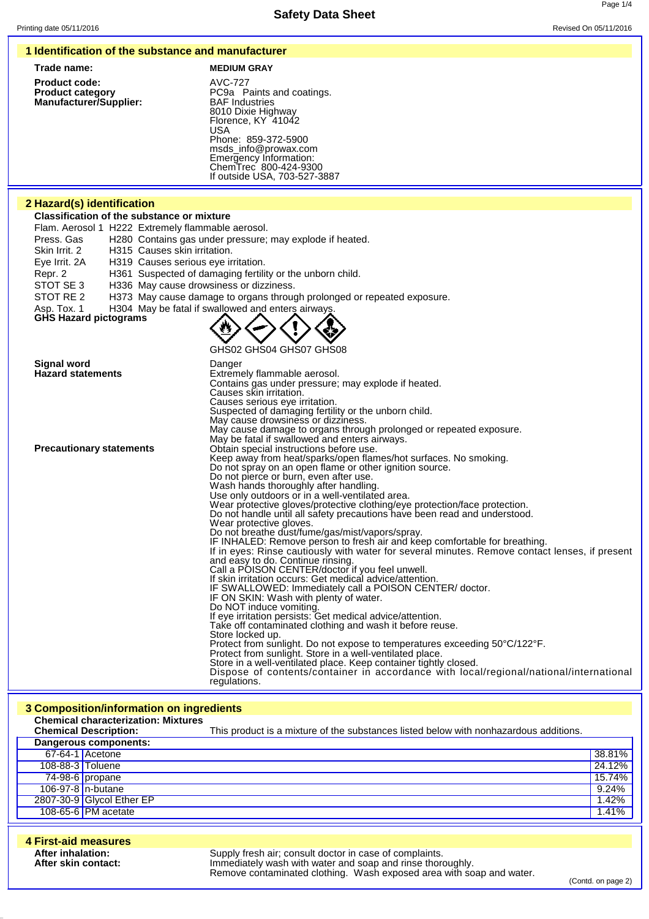# Safety Data Sheet

Printing date 05/11/2016 Revised On 05/11/2016

## 1 Identification of the substance and manufacturer

**Trade name:** **MEDIUM GRAY**

**Product code:** AVC-727

**Product category** PC9a Paints and coatings.

**Manufacturer/Supplier:**
BAF Industries
8010 Dixie Highway
Florence, KY 41042
USA
Phone: 859-372-5900
msds_info@prowax.com
Emergency Information:
ChemTrec 800-424-9300
If outside USA, 703-527-3887

## 2 Hazard(s) identification

**Classification of the substance or mixture**

Flam. Aerosol 1 H222 Extremely flammable aerosol.
Press. Gas H280 Contains gas under pressure; may explode if heated.
Skin Irrit. 2 H315 Causes skin irritation.
Eye Irrit. 2A H319 Causes serious eye irritation.
Repr. 2 H361 Suspected of damaging fertility or the unborn child.
STOT SE 3 H336 May cause drowsiness or dizziness.
STOT RE 2 H373 May cause damage to organs through prolonged or repeated exposure.
Asp. Tox. 1 H304 May be fatal if swallowed and enters airways.

**GHS Hazard pictograms**

GHS02 GHS04 GHS07 GHS08

**Signal word** Danger

**Hazard statements**
Extremely flammable aerosol.
Contains gas under pressure; may explode if heated.
Causes skin irritation.
Causes serious eye irritation.
Suspected of damaging fertility or the unborn child.
May cause drowsiness or dizziness.
May cause damage to organs through prolonged or repeated exposure.
May be fatal if swallowed and enters airways.

**Precautionary statements**
Obtain special instructions before use.
Keep away from heat/sparks/open flames/hot surfaces. No smoking.
Do not spray on an open flame or other ignition source.
Do not pierce or burn, even after use.
Wash hands thoroughly after handling.
Use only outdoors or in a well-ventilated area.
Wear protective gloves/protective clothing/eye protection/face protection.
Do not handle until all safety precautions have been read and understood.
Wear protective gloves.
Do not breathe dust/fume/gas/mist/vapors/spray.
IF INHALED: Remove person to fresh air and keep comfortable for breathing.
If in eyes: Rinse cautiously with water for several minutes. Remove contact lenses, if present and easy to do. Continue rinsing.
Call a POISON CENTER/doctor if you feel unwell.
If skin irritation occurs: Get medical advice/attention.
IF SWALLOWED: Immediately call a POISON CENTER/ doctor.
IF ON SKIN: Wash with plenty of water.
Do NOT induce vomiting.
If eye irritation persists: Get medical advice/attention.
Take off contaminated clothing and wash it before reuse.
Store locked up.
Protect from sunlight. Do not expose to temperatures exceeding 50°C/122°F.
Protect from sunlight. Store in a well-ventilated place.
Store in a well-ventilated place. Keep container tightly closed.
Dispose of contents/container in accordance with local/regional/national/international regulations.

## 3 Composition/information on ingredients

**Chemical characterization: Mixtures**

**Chemical Description:** This product is a mixture of the substances listed below with nonhazardous additions.

**Dangerous components:**

| CAS | Component | % |
|---|---|---|
| 67-64-1 | Acetone | 38.81% |
| 108-88-3 | Toluene | 24.12% |
| 74-98-6 | propane | 15.74% |
| 106-97-8 | n-butane | 9.24% |
| 2807-30-9 | Glycol Ether EP | 1.42% |
| 108-65-6 | PM acetate | 1.41% |

## 4 First-aid measures

**After inhalation:** Supply fresh air; consult doctor in case of complaints.

**After skin contact:** Immediately wash with water and soap and rinse thoroughly.
Remove contaminated clothing. Wash exposed area with soap and water.

(Contd. on page 2)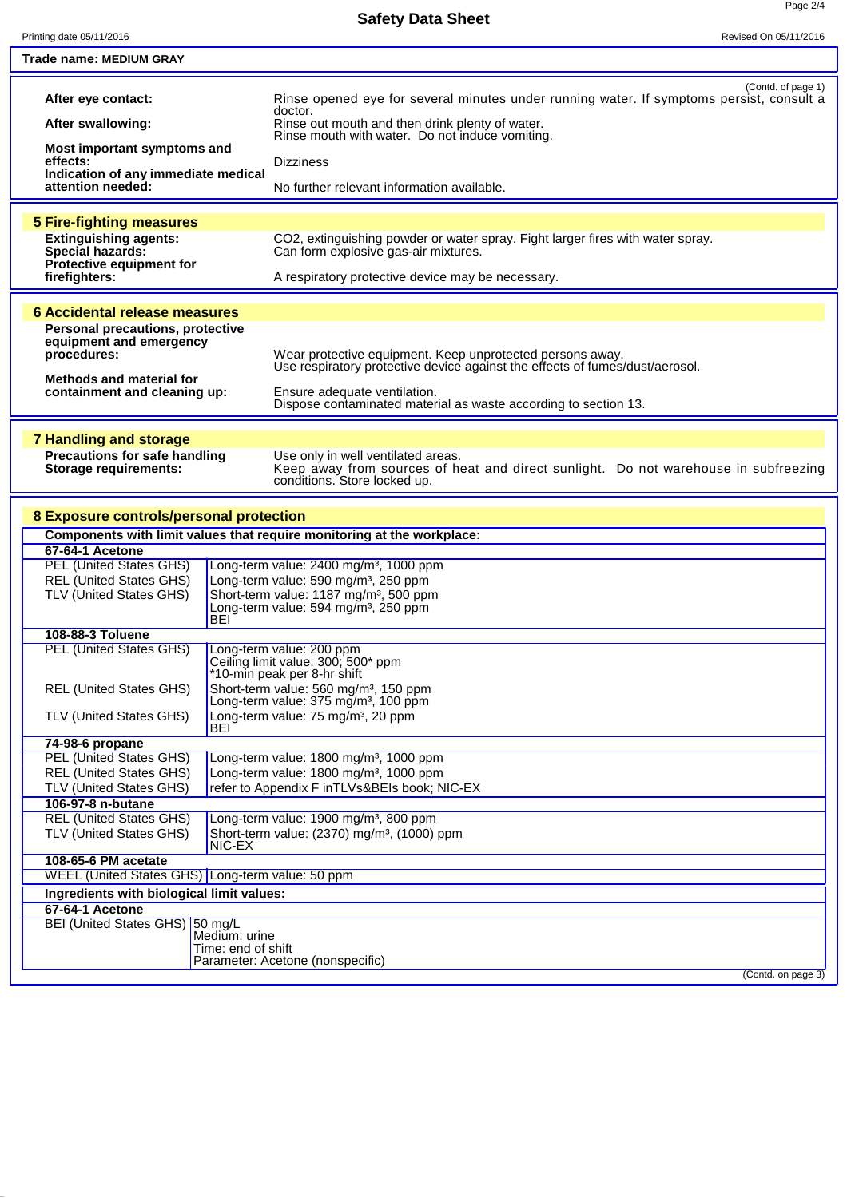**Trade name: MEDIUM GRAY**

(Contd. of page 1)

**After eye contact:** Rinse opened eye for several minutes under running water. If symptoms persist, consult a doctor.

**After swallowing:** Rinse out mouth and then drink plenty of water.
Rinse mouth with water. Do not induce vomiting.

**Most important symptoms and effects:** Dizziness

**Indication of any immediate medical attention needed:** No further relevant information available.

## 5 Fire-fighting measures

**Extinguishing agents:** $CO_2$, extinguishing powder or water spray. Fight larger fires with water spray.

**Special hazards:** Can form explosive gas-air mixtures.

**Protective equipment for firefighters:** A respiratory protective device may be necessary.

## 6 Accidental release measures

**Personal precautions, protective equipment and emergency procedures:** Wear protective equipment. Keep unprotected persons away.
Use respiratory protective device against the effects of fumes/dust/aerosol.

**Methods and material for containment and cleaning up:** Ensure adequate ventilation.
Dispose contaminated material as waste according to section 13.

## 7 Handling and storage

**Precautions for safe handling** Use only in well ventilated areas.

**Storage requirements:** Keep away from sources of heat and direct sunlight. Do not warehouse in subfreezing conditions. Store locked up.

## 8 Exposure controls/personal protection

**Components with limit values that require monitoring at the workplace:**

| | |
|---|---|
| **67-64-1 Acetone** | |
| PEL (United States GHS) | Long-term value: 2400 mg/m³, 1000 ppm |
| REL (United States GHS) | Long-term value: 590 mg/m³, 250 ppm |
| TLV (United States GHS) | Short-term value: 1187 mg/m³, 500 ppm<br>Long-term value: 594 mg/m³, 250 ppm<br>BEI |
| **108-88-3 Toluene** | |
| PEL (United States GHS) | Long-term value: 200 ppm<br>Ceiling limit value: 300; 500* ppm<br>*10-min peak per 8-hr shift |
| REL (United States GHS) | Short-term value: 560 mg/m³, 150 ppm<br>Long-term value: 375 mg/m³, 100 ppm |
| TLV (United States GHS) | Long-term value: 75 mg/m³, 20 ppm<br>BEI |
| **74-98-6 propane** | |
| PEL (United States GHS) | Long-term value: 1800 mg/m³, 1000 ppm |
| REL (United States GHS) | Long-term value: 1800 mg/m³, 1000 ppm |
| TLV (United States GHS) | refer to Appendix F inTLVs&BEIs book; NIC-EX |
| **106-97-8 n-butane** | |
| REL (United States GHS) | Long-term value: 1900 mg/m³, 800 ppm |
| TLV (United States GHS) | Short-term value: (2370) mg/m³, (1000) ppm<br>NIC-EX |
| **108-65-6 PM acetate** | |
| WEEL (United States GHS) | Long-term value: 50 ppm |

**Ingredients with biological limit values:**

| | |
|---|---|
| **67-64-1 Acetone** | |
| BEI (United States GHS) | 50 mg/L<br>Medium: urine<br>Time: end of shift<br>Parameter: Acetone (nonspecific) |

(Contd. on page 3)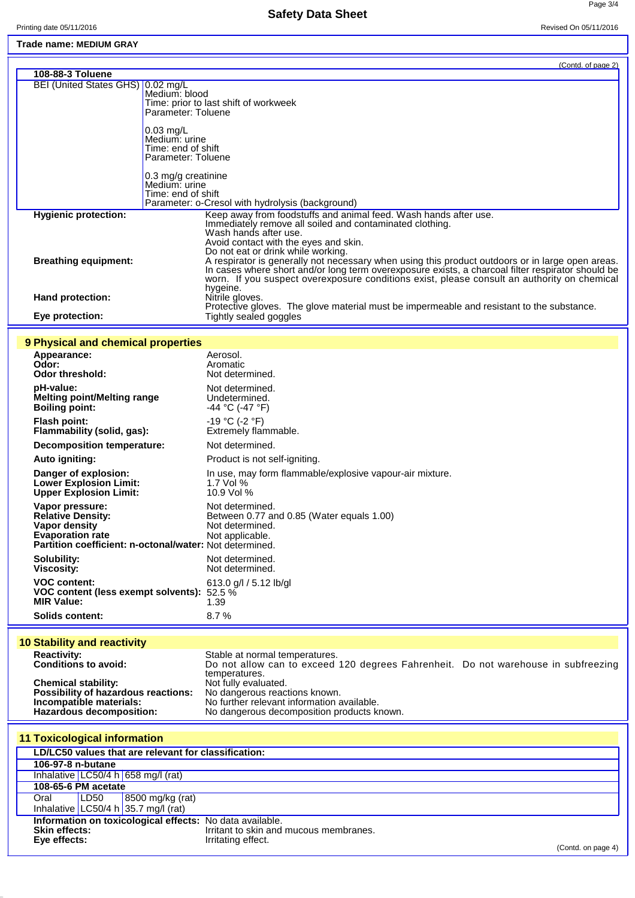Trade name: **MEDIUM GRAY**

(Contd. of page 2)

| 108-88-3 Toluene | |
|---|---|
| BEI (United States GHS) | 0.02 mg/L<br>Medium: blood<br>Time: prior to last shift of workweek<br>Parameter: Toluene<br><br>0.03 mg/L<br>Medium: urine<br>Time: end of shift<br>Parameter: Toluene<br><br>0.3 mg/g creatinine<br>Medium: urine<br>Time: end of shift<br>Parameter: o-Cresol with hydrolysis (background) |

**Hygienic protection:** Keep away from foodstuffs and animal feed. Wash hands after use.
Immediately remove all soiled and contaminated clothing.
Wash hands after use.
Avoid contact with the eyes and skin.
Do not eat or drink while working.

**Breathing equipment:** A respirator is generally not necessary when using this product outdoors or in large open areas. In cases where short and/or long term overexposure exists, a charcoal filter respirator should be worn. If you suspect overexposure conditions exist, please consult an authority on chemical hygeine.

**Hand protection:** Nitrile gloves.
Protective gloves. The glove material must be impermeable and resistant to the substance.

**Eye protection:** Tightly sealed goggles

## 9 Physical and chemical properties

**Appearance:** Aerosol.
**Odor:** Aromatic
**Odor threshold:** Not determined.

**pH-value:** Not determined.
**Melting point/Melting range** Undetermined.
**Boiling point:** -44 °C (-47 °F)

**Flash point:** -19 °C (-2 °F)
**Flammability (solid, gas):** Extremely flammable.

**Decomposition temperature:** Not determined.

**Auto igniting:** Product is not self-igniting.

**Danger of explosion:** In use, may form flammable/explosive vapour-air mixture.
**Lower Explosion Limit:** 1.7 Vol %
**Upper Explosion Limit:** 10.9 Vol %

**Vapor pressure:** Not determined.
**Relative Density:** Between 0.77 and 0.85 (Water equals 1.00)
**Vapor density** Not determined.
**Evaporation rate** Not applicable.
**Partition coefficient: n-octonal/water:** Not determined.

**Solubility:** Not determined.
**Viscosity:** Not determined.

**VOC content:** 613.0 g/l / 5.12 lb/gl
**VOC content (less exempt solvents):** 52.5 %
**MIR Value:** 1.39

**Solids content:** 8.7 %

## 10 Stability and reactivity

**Reactivity:** Stable at normal temperatures.
**Conditions to avoid:** Do not allow can to exceed 120 degrees Fahrenheit. Do not warehouse in subfreezing temperatures.
**Chemical stability:** Not fully evaluated.
**Possibility of hazardous reactions:** No dangerous reactions known.
**Incompatible materials:** No further relevant information available.
**Hazardous decomposition:** No dangerous decomposition products known.

## 11 Toxicological information

| LD/LC50 values that are relevant for classification: | | |
|---|---|---|
| **106-97-8 n-butane** | | |
| Inhalative | LC50/4 h | 658 mg/l (rat) |
| **108-65-6 PM acetate** | | |
| Oral | LD50 | 8500 mg/kg (rat) |
| Inhalative | LC50/4 h | 35.7 mg/l (rat) |

**Information on toxicological effects:** No data available.
**Skin effects:** Irritant to skin and mucous membranes.
**Eye effects:** Irritating effect.

(Contd. on page 4)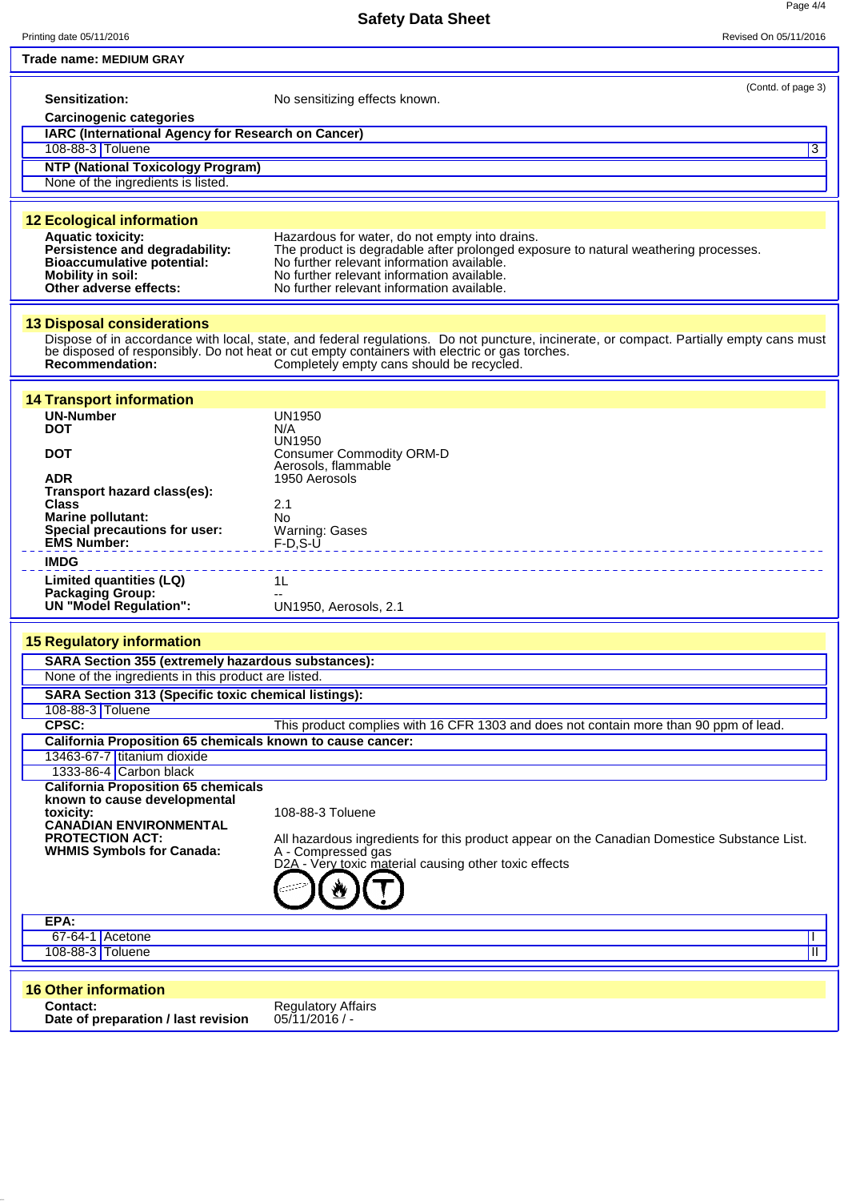Safety Data Sheet

Printing date 05/11/2016 Revised On 05/11/2016

**Trade name: MEDIUM GRAY**

(Contd. of page 3)

**Sensitization:** No sensitizing effects known.

**Carcinogenic categories**

| **IARC (International Agency for Research on Cancer)** | | |
|---|---|---|
| 108-88-3 | Toluene | 3 |

| **NTP (National Toxicology Program)** |
|---|
| None of the ingredients is listed. |

## 12 Ecological information

**Aquatic toxicity:** Hazardous for water, do not empty into drains.
**Persistence and degradability:** The product is degradable after prolonged exposure to natural weathering processes.
**Bioaccumulative potential:** No further relevant information available.
**Mobility in soil:** No further relevant information available.
**Other adverse effects:** No further relevant information available.

## 13 Disposal considerations

Dispose of in accordance with local, state, and federal regulations. Do not puncture, incinerate, or compact. Partially empty cans must be disposed of responsibly. Do not heat or cut empty containers with electric or gas torches.
**Recommendation:** Completely empty cans should be recycled.

## 14 Transport information

**UN-Number** UN1950
**DOT** N/A
UN1950
**DOT** Consumer Commodity ORM-D
Aerosols, flammable
**ADR** 1950 Aerosols
**Transport hazard class(es):**
**Class** 2.1
**Marine pollutant:** No
**Special precautions for user:** Warning: Gases
**EMS Number:** F-D,S-U

**IMDG**

**Limited quantities (LQ)** 1L
**Packaging Group:** --
**UN "Model Regulation":** UN1950, Aerosols, 2.1

## 15 Regulatory information

| **SARA Section 355 (extremely hazardous substances):** |
|---|
| None of the ingredients in this product are listed. |

| **SARA Section 313 (Specific toxic chemical listings):** | |
|---|---|
| 108-88-3 | Toluene |

**CPSC:** This product complies with 16 CFR 1303 and does not contain more than 90 ppm of lead.

| **California Proposition 65 chemicals known to cause cancer:** | |
|---|---|
| 13463-67-7 | titanium dioxide |
| 1333-86-4 | Carbon black |

**California Proposition 65 chemicals known to cause developmental toxicity:** 108-88-3 Toluene
**CANADIAN ENVIRONMENTAL PROTECTION ACT:** All hazardous ingredients for this product appear on the Canadian Domestice Substance List.
**WHMIS Symbols for Canada:** A - Compressed gas
D2A - Very toxic material causing other toxic effects

| **EPA:** | | |
|---|---|---|
| 67-64-1 | Acetone | I |
| 108-88-3 | Toluene | II |

## 16 Other information

**Contact:** Regulatory Affairs
**Date of preparation / last revision** 05/11/2016 / -